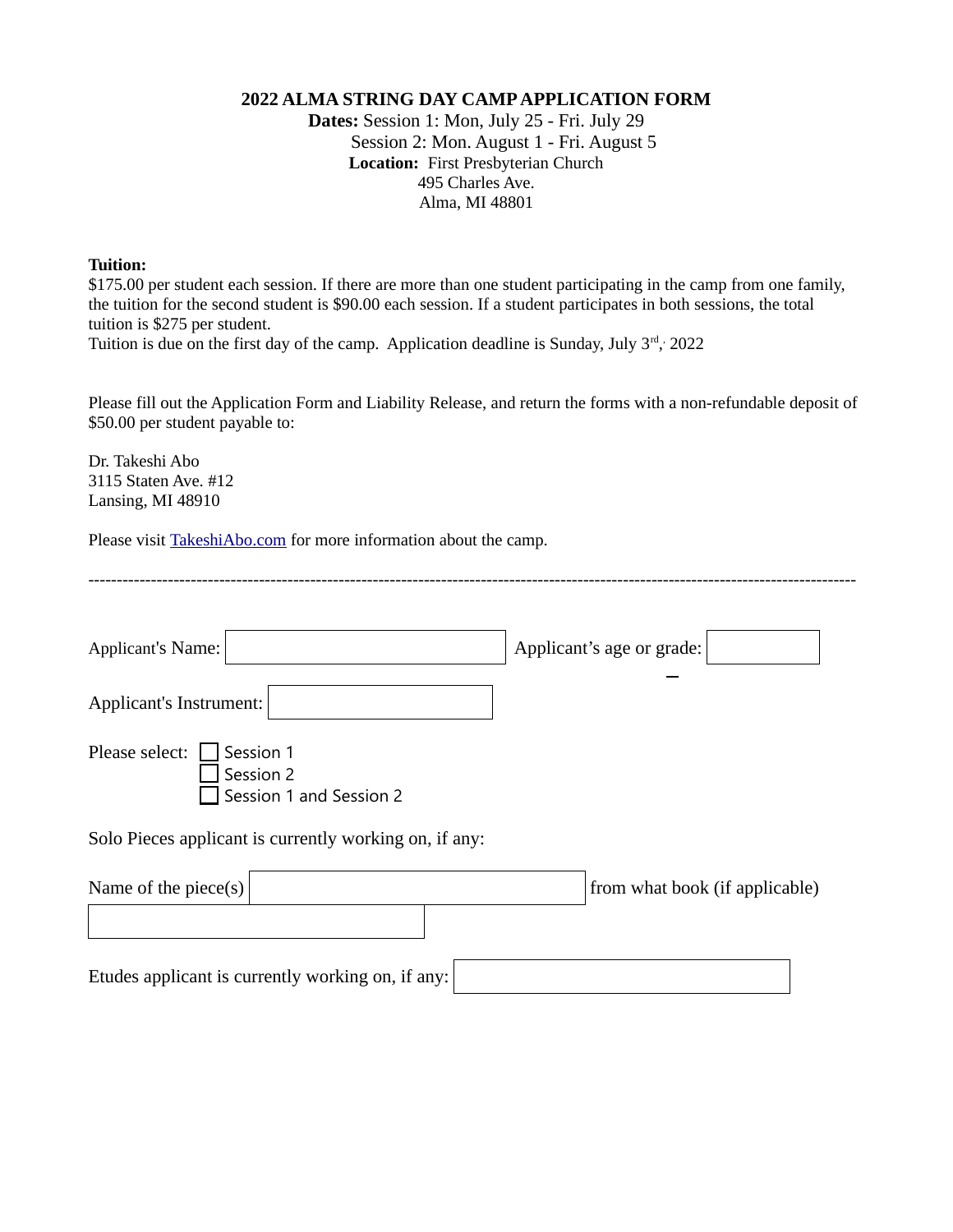# 2022 ALMA STRING DAY CAMP APPLICATION FORM

**Dates:** Session 1: Mon, July 25 - Fri. July 29
Session 2: Mon. August 1 - Fri. August 5
**Location:** First Presbyterian Church
495 Charles Ave.
Alma, MI 48801

**Tuition:**
$175.00 per student each session. If there are more than one student participating in the camp from one family, the tuition for the second student is $90.00 each session. If a student participates in both sessions, the total tuition is $275 per student.
Tuition is due on the first day of the camp. Application deadline is Sunday, July 3rd, 2022

Please fill out the Application Form and Liability Release, and return the forms with a non-refundable deposit of $50.00 per student payable to:

Dr. Takeshi Abo
3115 Staten Ave. #12
Lansing, MI 48910

Please visit [TakeshiAbo.com](TakeshiAbo.com) for more information about the camp.

---

Applicant's Name: ____________ Applicant's age or grade: ____________

Applicant's Instrument: ____________

Please select:
- ☐ Session 1
- ☐ Session 2
- ☐ Session 1 and Session 2

Solo Pieces applicant is currently working on, if any:

Name of the piece(s) ____________ from what book (if applicable) ____________

Etudes applicant is currently working on, if any: ____________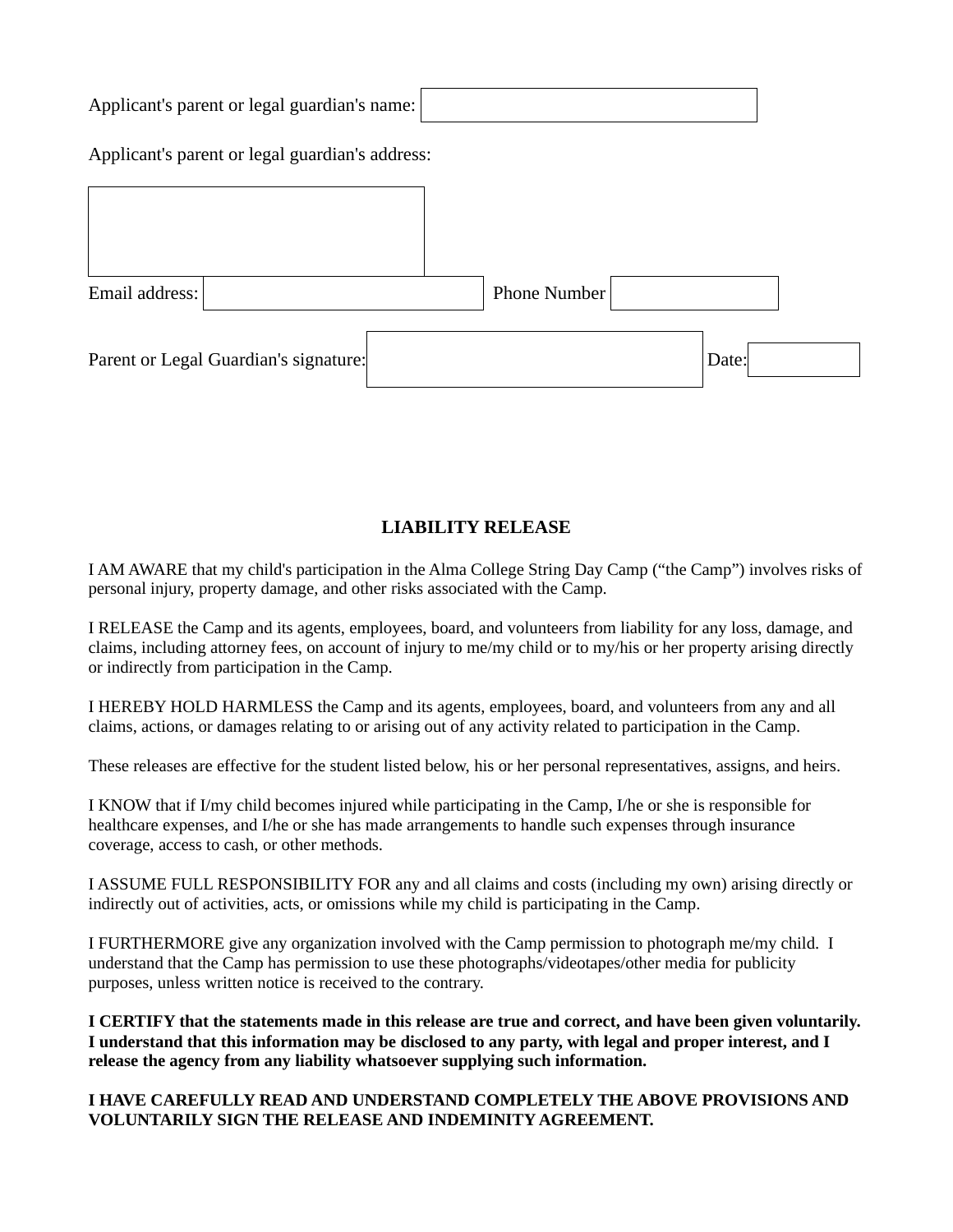Applicant's parent or legal guardian's name:

Applicant's parent or legal guardian's address:

Email address: Phone Number

Parent or Legal Guardian's signature: Date:

**LIABILITY RELEASE**

I AM AWARE that my child's participation in the Alma College String Day Camp (“the Camp”) involves risks of personal injury, property damage, and other risks associated with the Camp.

I RELEASE the Camp and its agents, employees, board, and volunteers from liability for any loss, damage, and claims, including attorney fees, on account of injury to me/my child or to my/his or her property arising directly or indirectly from participation in the Camp.

I HEREBY HOLD HARMLESS the Camp and its agents, employees, board, and volunteers from any and all claims, actions, or damages relating to or arising out of any activity related to participation in the Camp.

These releases are effective for the student listed below, his or her personal representatives, assigns, and heirs.

I KNOW that if I/my child becomes injured while participating in the Camp, I/he or she is responsible for healthcare expenses, and I/he or she has made arrangements to handle such expenses through insurance coverage, access to cash, or other methods.

I ASSUME FULL RESPONSIBILITY FOR any and all claims and costs (including my own) arising directly or indirectly out of activities, acts, or omissions while my child is participating in the Camp.

I FURTHERMORE give any organization involved with the Camp permission to photograph me/my child. I understand that the Camp has permission to use these photographs/videotapes/other media for publicity purposes, unless written notice is received to the contrary.

**I CERTIFY that the statements made in this release are true and correct, and have been given voluntarily. I understand that this information may be disclosed to any party, with legal and proper interest, and I release the agency from any liability whatsoever supplying such information.**

**I HAVE CAREFULLY READ AND UNDERSTAND COMPLETELY THE ABOVE PROVISIONS AND VOLUNTARILY SIGN THE RELEASE AND INDEMINITY AGREEMENT.**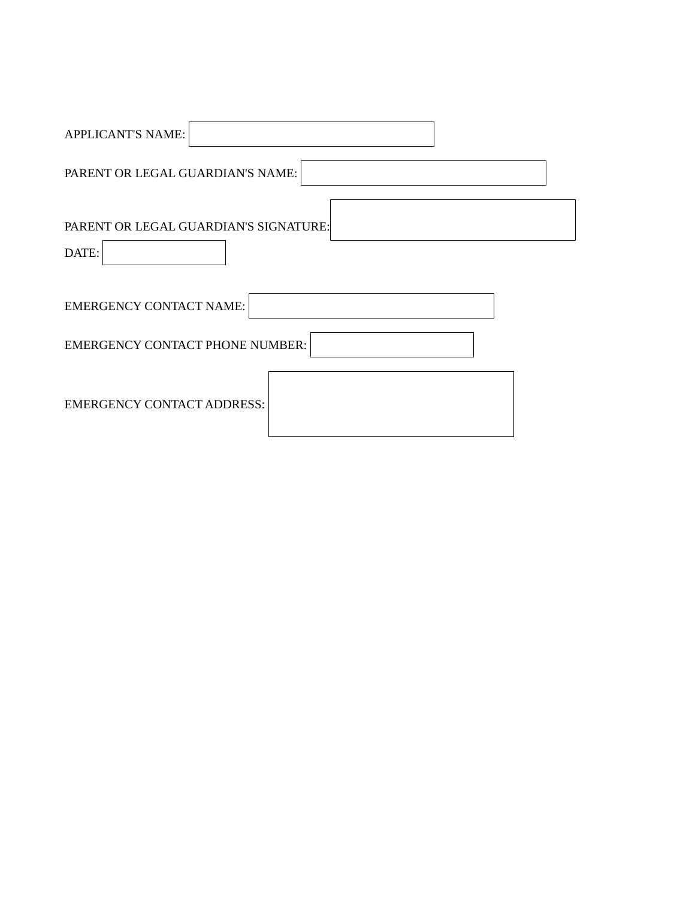APPLICANT'S NAME:

PARENT OR LEGAL GUARDIAN'S NAME:

PARENT OR LEGAL GUARDIAN'S SIGNATURE:

DATE:

EMERGENCY CONTACT NAME:

EMERGENCY CONTACT PHONE NUMBER:

EMERGENCY CONTACT ADDRESS: